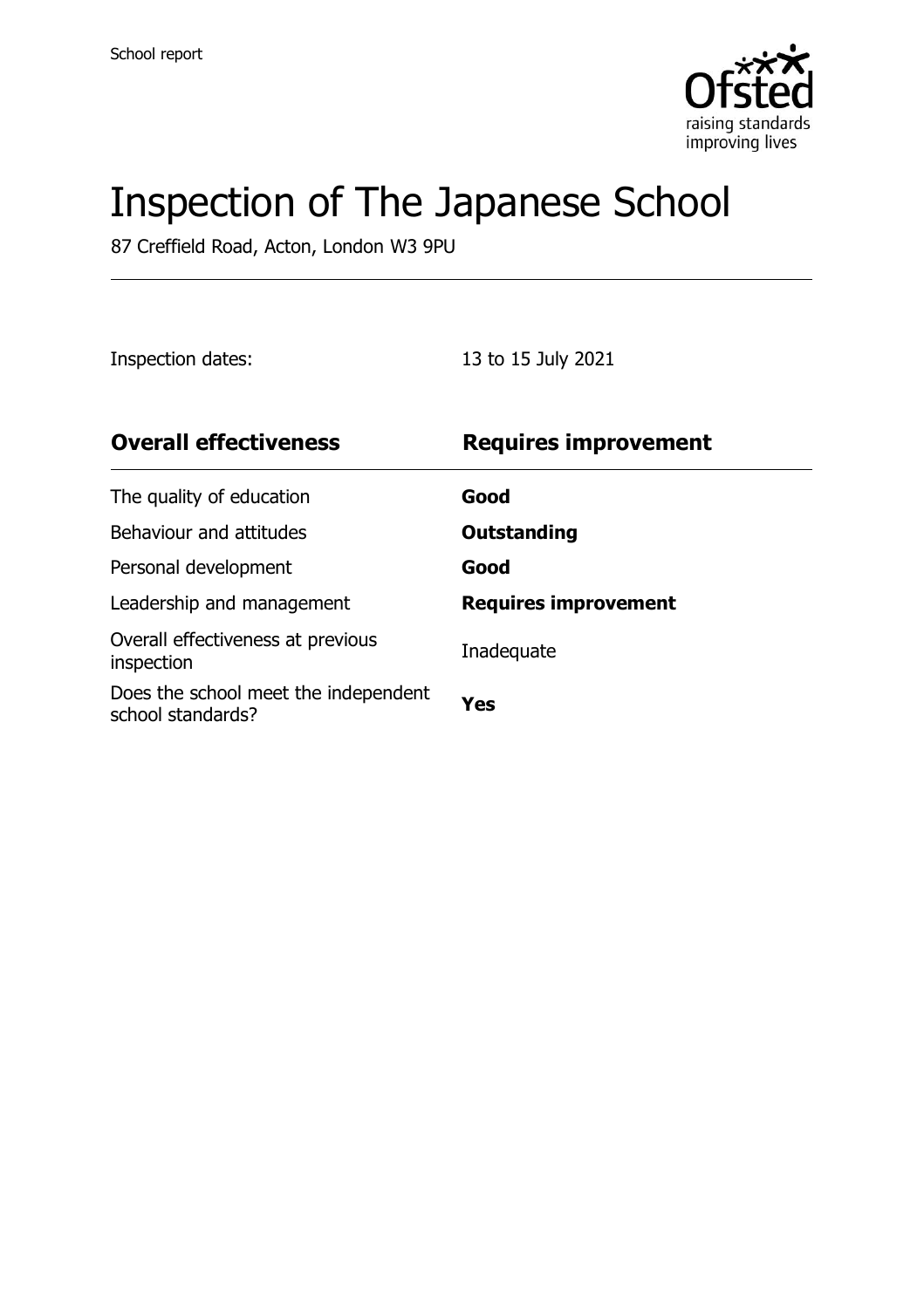School report

# Inspection of The Japanese School

87 Creffield Road, Acton, London W3 9PU

Inspection dates: 13 to 15 July 2021

| | |
|---|---|
| **Overall effectiveness** | **Requires improvement** |
| The quality of education | **Good** |
| Behaviour and attitudes | **Outstanding** |
| Personal development | **Good** |
| Leadership and management | **Requires improvement** |
| Overall effectiveness at previous inspection | Inadequate |
| Does the school meet the independent school standards? | **Yes** |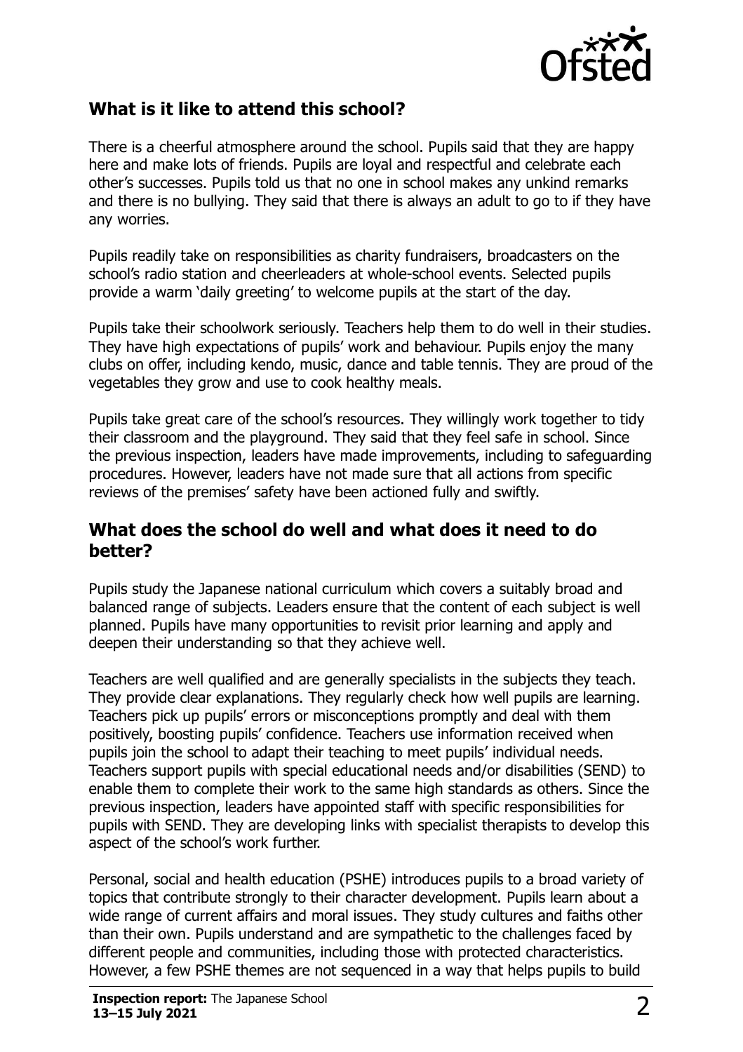## What is it like to attend this school?

There is a cheerful atmosphere around the school. Pupils said that they are happy here and make lots of friends. Pupils are loyal and respectful and celebrate each other's successes. Pupils told us that no one in school makes any unkind remarks and there is no bullying. They said that there is always an adult to go to if they have any worries.

Pupils readily take on responsibilities as charity fundraisers, broadcasters on the school's radio station and cheerleaders at whole-school events. Selected pupils provide a warm 'daily greeting' to welcome pupils at the start of the day.

Pupils take their schoolwork seriously. Teachers help them to do well in their studies. They have high expectations of pupils' work and behaviour. Pupils enjoy the many clubs on offer, including kendo, music, dance and table tennis. They are proud of the vegetables they grow and use to cook healthy meals.

Pupils take great care of the school's resources. They willingly work together to tidy their classroom and the playground. They said that they feel safe in school. Since the previous inspection, leaders have made improvements, including to safeguarding procedures. However, leaders have not made sure that all actions from specific reviews of the premises' safety have been actioned fully and swiftly.

## What does the school do well and what does it need to do better?

Pupils study the Japanese national curriculum which covers a suitably broad and balanced range of subjects. Leaders ensure that the content of each subject is well planned. Pupils have many opportunities to revisit prior learning and apply and deepen their understanding so that they achieve well.

Teachers are well qualified and are generally specialists in the subjects they teach. They provide clear explanations. They regularly check how well pupils are learning. Teachers pick up pupils' errors or misconceptions promptly and deal with them positively, boosting pupils' confidence. Teachers use information received when pupils join the school to adapt their teaching to meet pupils' individual needs. Teachers support pupils with special educational needs and/or disabilities (SEND) to enable them to complete their work to the same high standards as others. Since the previous inspection, leaders have appointed staff with specific responsibilities for pupils with SEND. They are developing links with specialist therapists to develop this aspect of the school's work further.

Personal, social and health education (PSHE) introduces pupils to a broad variety of topics that contribute strongly to their character development. Pupils learn about a wide range of current affairs and moral issues. They study cultures and faiths other than their own. Pupils understand and are sympathetic to the challenges faced by different people and communities, including those with protected characteristics. However, a few PSHE themes are not sequenced in a way that helps pupils to build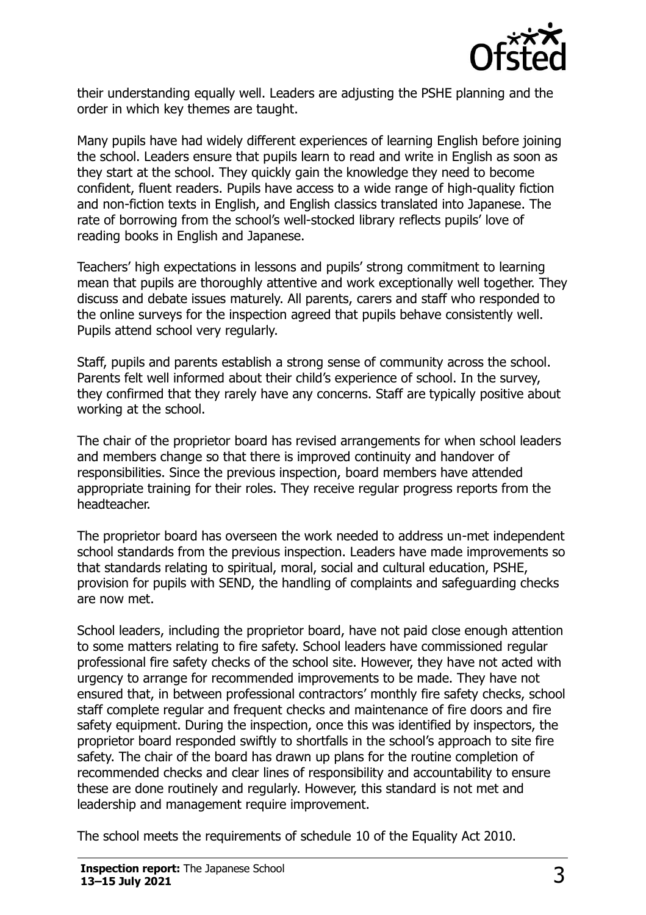their understanding equally well. Leaders are adjusting the PSHE planning and the order in which key themes are taught.

Many pupils have had widely different experiences of learning English before joining the school. Leaders ensure that pupils learn to read and write in English as soon as they start at the school. They quickly gain the knowledge they need to become confident, fluent readers. Pupils have access to a wide range of high-quality fiction and non-fiction texts in English, and English classics translated into Japanese. The rate of borrowing from the school's well-stocked library reflects pupils' love of reading books in English and Japanese.

Teachers' high expectations in lessons and pupils' strong commitment to learning mean that pupils are thoroughly attentive and work exceptionally well together. They discuss and debate issues maturely. All parents, carers and staff who responded to the online surveys for the inspection agreed that pupils behave consistently well. Pupils attend school very regularly.

Staff, pupils and parents establish a strong sense of community across the school. Parents felt well informed about their child's experience of school. In the survey, they confirmed that they rarely have any concerns. Staff are typically positive about working at the school.

The chair of the proprietor board has revised arrangements for when school leaders and members change so that there is improved continuity and handover of responsibilities. Since the previous inspection, board members have attended appropriate training for their roles. They receive regular progress reports from the headteacher.

The proprietor board has overseen the work needed to address un-met independent school standards from the previous inspection. Leaders have made improvements so that standards relating to spiritual, moral, social and cultural education, PSHE, provision for pupils with SEND, the handling of complaints and safeguarding checks are now met.

School leaders, including the proprietor board, have not paid close enough attention to some matters relating to fire safety. School leaders have commissioned regular professional fire safety checks of the school site. However, they have not acted with urgency to arrange for recommended improvements to be made. They have not ensured that, in between professional contractors' monthly fire safety checks, school staff complete regular and frequent checks and maintenance of fire doors and fire safety equipment. During the inspection, once this was identified by inspectors, the proprietor board responded swiftly to shortfalls in the school's approach to site fire safety. The chair of the board has drawn up plans for the routine completion of recommended checks and clear lines of responsibility and accountability to ensure these are done routinely and regularly. However, this standard is not met and leadership and management require improvement.

The school meets the requirements of schedule 10 of the Equality Act 2010.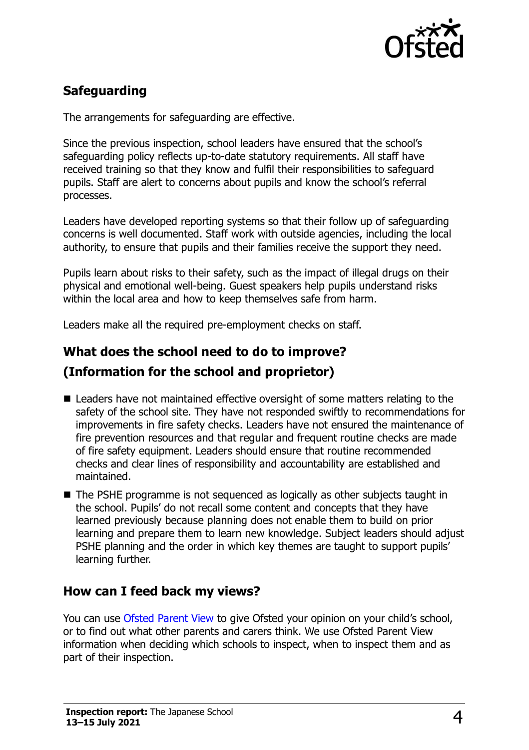## Safeguarding

The arrangements for safeguarding are effective.

Since the previous inspection, school leaders have ensured that the school's safeguarding policy reflects up-to-date statutory requirements. All staff have received training so that they know and fulfil their responsibilities to safeguard pupils. Staff are alert to concerns about pupils and know the school's referral processes.

Leaders have developed reporting systems so that their follow up of safeguarding concerns is well documented. Staff work with outside agencies, including the local authority, to ensure that pupils and their families receive the support they need.

Pupils learn about risks to their safety, such as the impact of illegal drugs on their physical and emotional well-being. Guest speakers help pupils understand risks within the local area and how to keep themselves safe from harm.

Leaders make all the required pre-employment checks on staff.

## What does the school need to do to improve? (Information for the school and proprietor)

- Leaders have not maintained effective oversight of some matters relating to the safety of the school site. They have not responded swiftly to recommendations for improvements in fire safety checks. Leaders have not ensured the maintenance of fire prevention resources and that regular and frequent routine checks are made of fire safety equipment. Leaders should ensure that routine recommended checks and clear lines of responsibility and accountability are established and maintained.
- The PSHE programme is not sequenced as logically as other subjects taught in the school. Pupils' do not recall some content and concepts that they have learned previously because planning does not enable them to build on prior learning and prepare them to learn new knowledge. Subject leaders should adjust PSHE planning and the order in which key themes are taught to support pupils' learning further.

## How can I feed back my views?

You can use Ofsted Parent View to give Ofsted your opinion on your child's school, or to find out what other parents and carers think. We use Ofsted Parent View information when deciding which schools to inspect, when to inspect them and as part of their inspection.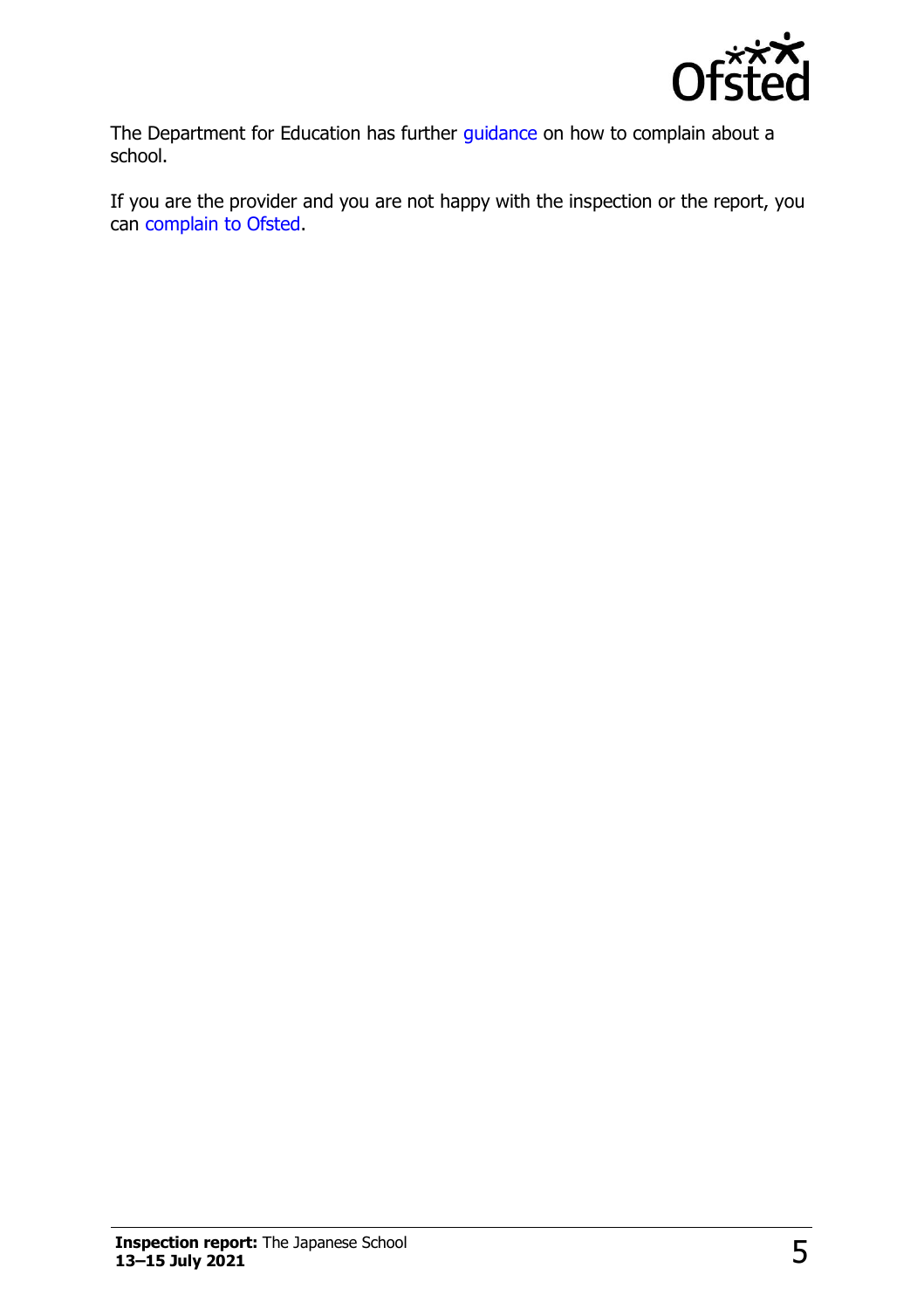The Department for Education has further guidance on how to complain about a school.

If you are the provider and you are not happy with the inspection or the report, you can complain to Ofsted.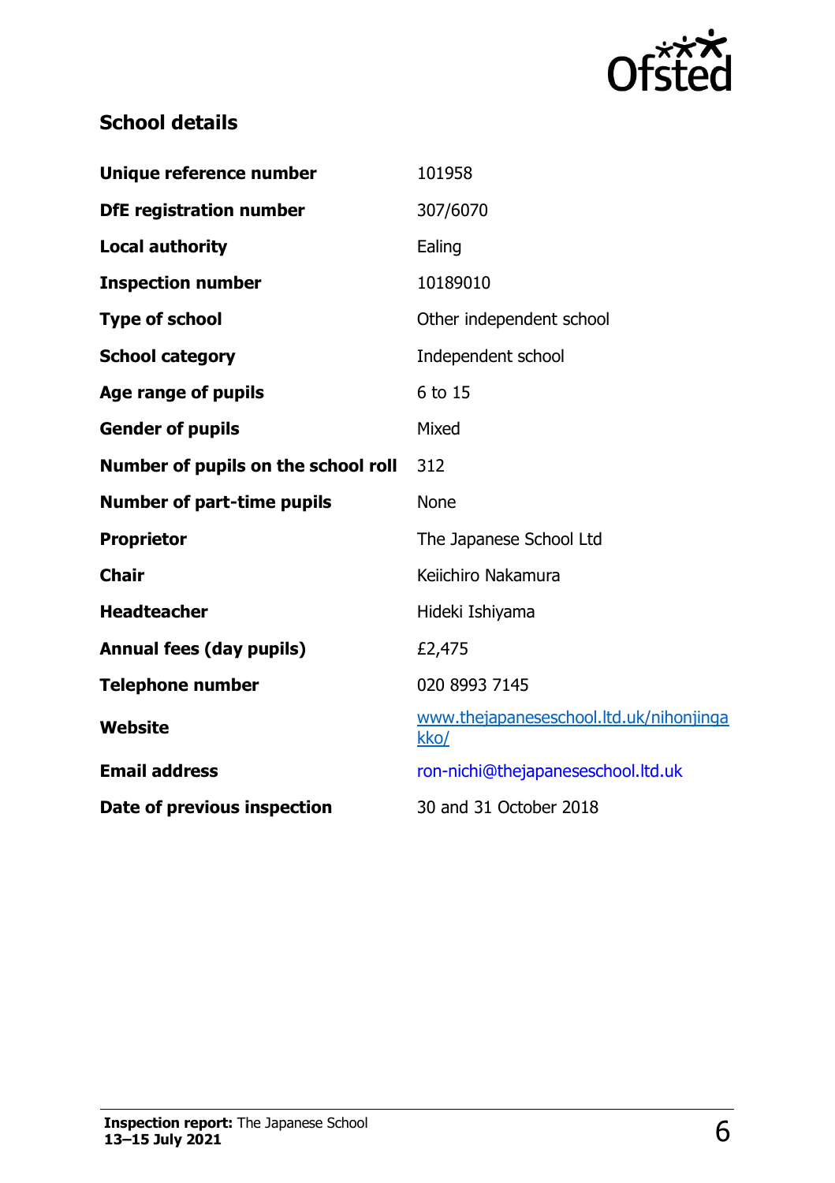## School details

| | |
|---|---|
| **Unique reference number** | 101958 |
| **DfE registration number** | 307/6070 |
| **Local authority** | Ealing |
| **Inspection number** | 10189010 |
| **Type of school** | Other independent school |
| **School category** | Independent school |
| **Age range of pupils** | 6 to 15 |
| **Gender of pupils** | Mixed |
| **Number of pupils on the school roll** | 312 |
| **Number of part-time pupils** | None |
| **Proprietor** | The Japanese School Ltd |
| **Chair** | Keiichiro Nakamura |
| **Headteacher** | Hideki Ishiyama |
| **Annual fees (day pupils)** | £2,475 |
| **Telephone number** | 020 8993 7145 |
| **Website** | www.thejapaneseschool.ltd.uk/nihonjingakko/ |
| **Email address** | ron-nichi@thejapaneseschool.ltd.uk |
| **Date of previous inspection** | 30 and 31 October 2018 |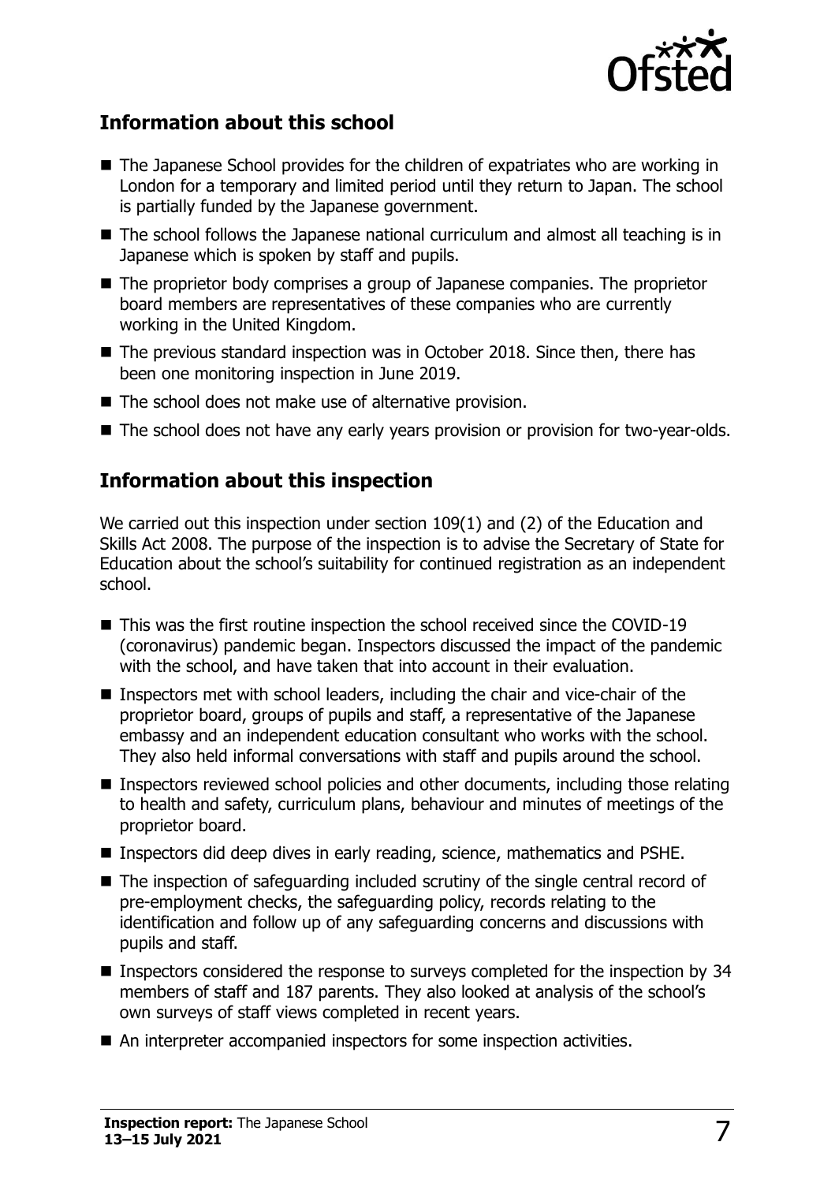## Information about this school

- The Japanese School provides for the children of expatriates who are working in London for a temporary and limited period until they return to Japan. The school is partially funded by the Japanese government.
- The school follows the Japanese national curriculum and almost all teaching is in Japanese which is spoken by staff and pupils.
- The proprietor body comprises a group of Japanese companies. The proprietor board members are representatives of these companies who are currently working in the United Kingdom.
- The previous standard inspection was in October 2018. Since then, there has been one monitoring inspection in June 2019.
- The school does not make use of alternative provision.
- The school does not have any early years provision or provision for two-year-olds.

## Information about this inspection

We carried out this inspection under section 109(1) and (2) of the Education and Skills Act 2008. The purpose of the inspection is to advise the Secretary of State for Education about the school's suitability for continued registration as an independent school.

- This was the first routine inspection the school received since the COVID-19 (coronavirus) pandemic began. Inspectors discussed the impact of the pandemic with the school, and have taken that into account in their evaluation.
- Inspectors met with school leaders, including the chair and vice-chair of the proprietor board, groups of pupils and staff, a representative of the Japanese embassy and an independent education consultant who works with the school. They also held informal conversations with staff and pupils around the school.
- Inspectors reviewed school policies and other documents, including those relating to health and safety, curriculum plans, behaviour and minutes of meetings of the proprietor board.
- Inspectors did deep dives in early reading, science, mathematics and PSHE.
- The inspection of safeguarding included scrutiny of the single central record of pre-employment checks, the safeguarding policy, records relating to the identification and follow up of any safeguarding concerns and discussions with pupils and staff.
- Inspectors considered the response to surveys completed for the inspection by 34 members of staff and 187 parents. They also looked at analysis of the school's own surveys of staff views completed in recent years.
- An interpreter accompanied inspectors for some inspection activities.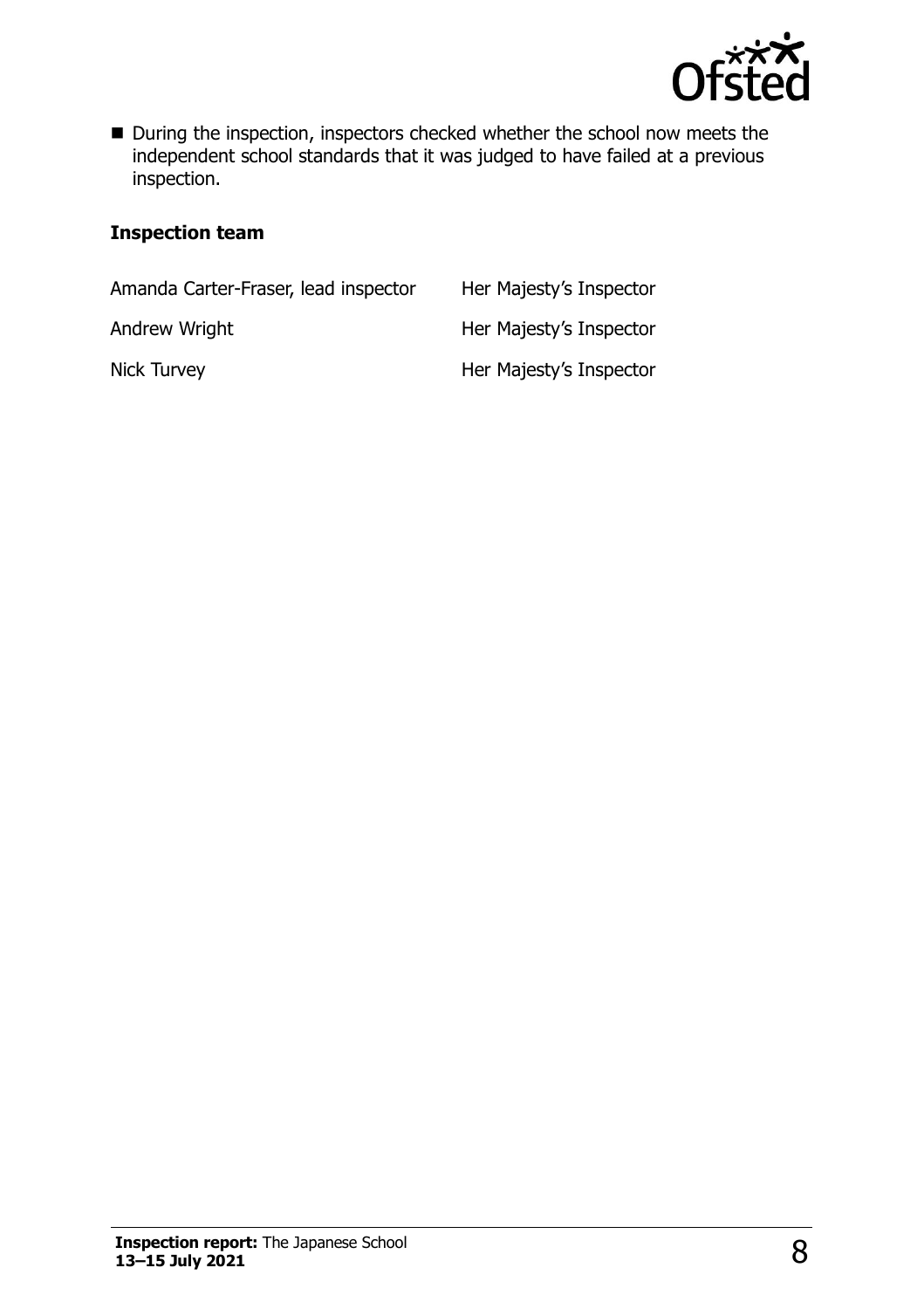- During the inspection, inspectors checked whether the school now meets the independent school standards that it was judged to have failed at a previous inspection.

### Inspection team

| | |
|---|---|
| Amanda Carter-Fraser, lead inspector | Her Majesty's Inspector |
| Andrew Wright | Her Majesty's Inspector |
| Nick Turvey | Her Majesty's Inspector |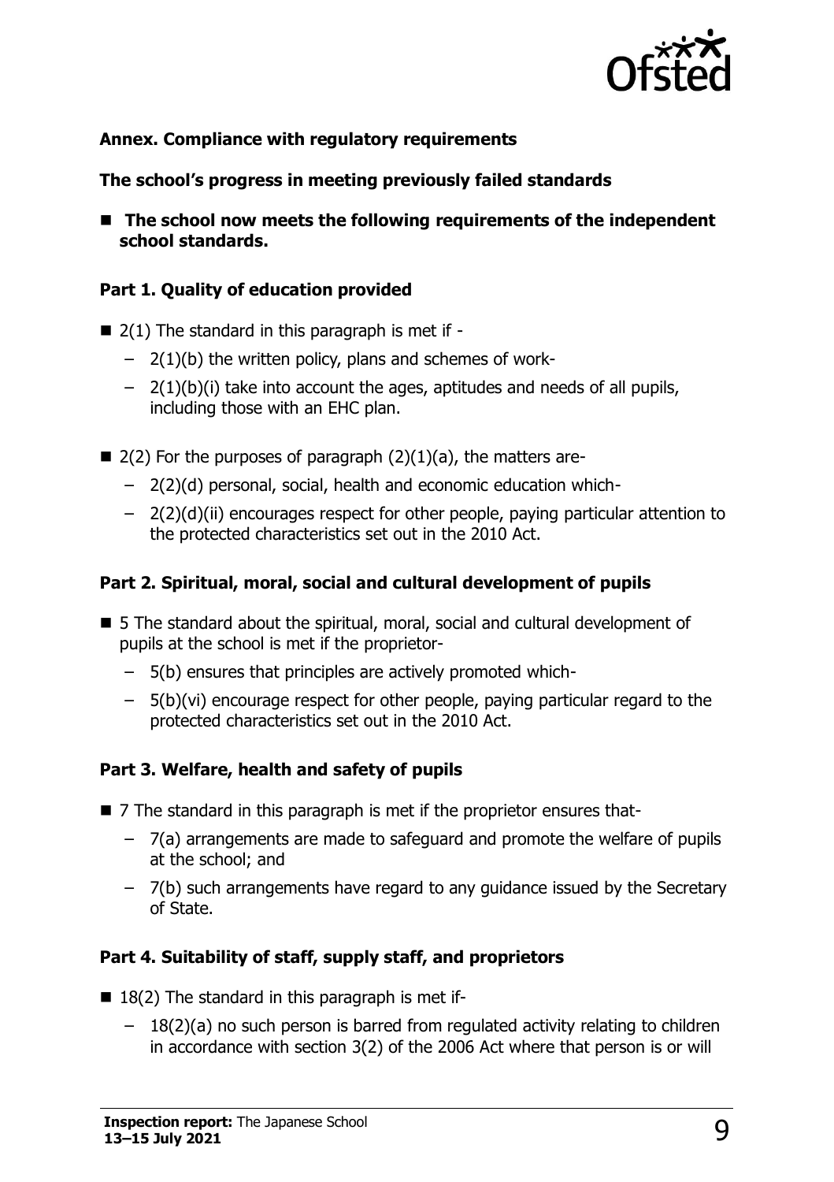**Annex. Compliance with regulatory requirements**

**The school's progress in meeting previously failed standards**

- **The school now meets the following requirements of the independent school standards.**

**Part 1. Quality of education provided**

- 2(1) The standard in this paragraph is met if -
  - 2(1)(b) the written policy, plans and schemes of work-
  - 2(1)(b)(i) take into account the ages, aptitudes and needs of all pupils, including those with an EHC plan.
- 2(2) For the purposes of paragraph (2)(1)(a), the matters are-
  - 2(2)(d) personal, social, health and economic education which-
  - 2(2)(d)(ii) encourages respect for other people, paying particular attention to the protected characteristics set out in the 2010 Act.

**Part 2. Spiritual, moral, social and cultural development of pupils**

- 5 The standard about the spiritual, moral, social and cultural development of pupils at the school is met if the proprietor-
  - 5(b) ensures that principles are actively promoted which-
  - 5(b)(vi) encourage respect for other people, paying particular regard to the protected characteristics set out in the 2010 Act.

**Part 3. Welfare, health and safety of pupils**

- 7 The standard in this paragraph is met if the proprietor ensures that-
  - 7(a) arrangements are made to safeguard and promote the welfare of pupils at the school; and
  - 7(b) such arrangements have regard to any guidance issued by the Secretary of State.

**Part 4. Suitability of staff, supply staff, and proprietors**

- 18(2) The standard in this paragraph is met if-
  - 18(2)(a) no such person is barred from regulated activity relating to children in accordance with section 3(2) of the 2006 Act where that person is or will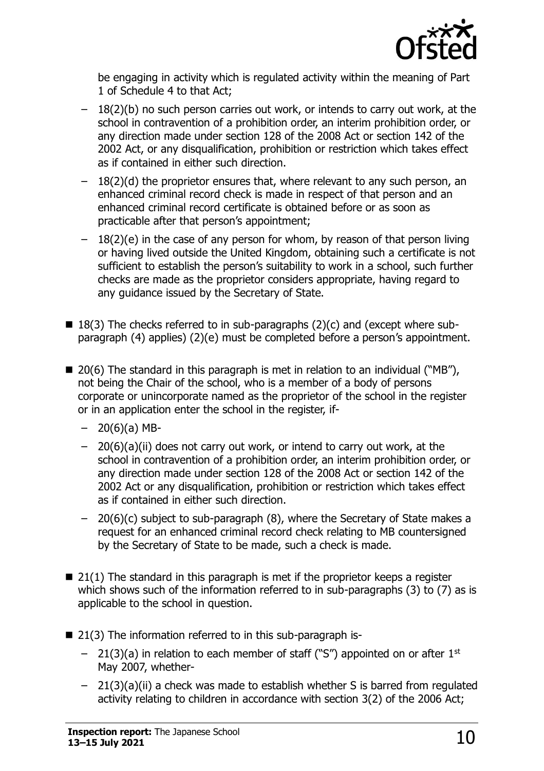be engaging in activity which is regulated activity within the meaning of Part 1 of Schedule 4 to that Act;

  - 18(2)(b) no such person carries out work, or intends to carry out work, at the school in contravention of a prohibition order, an interim prohibition order, or any direction made under section 128 of the 2008 Act or section 142 of the 2002 Act, or any disqualification, prohibition or restriction which takes effect as if contained in either such direction.
  - 18(2)(d) the proprietor ensures that, where relevant to any such person, an enhanced criminal record check is made in respect of that person and an enhanced criminal record certificate is obtained before or as soon as practicable after that person's appointment;
  - 18(2)(e) in the case of any person for whom, by reason of that person living or having lived outside the United Kingdom, obtaining such a certificate is not sufficient to establish the person's suitability to work in a school, such further checks are made as the proprietor considers appropriate, having regard to any guidance issued by the Secretary of State.

- 18(3) The checks referred to in sub-paragraphs (2)(c) and (except where sub-paragraph (4) applies) (2)(e) must be completed before a person's appointment.

- 20(6) The standard in this paragraph is met in relation to an individual ("MB"), not being the Chair of the school, who is a member of a body of persons corporate or unincorporate named as the proprietor of the school in the register or in an application enter the school in the register, if-
  - 20(6)(a) MB-
  - 20(6)(a)(ii) does not carry out work, or intend to carry out work, at the school in contravention of a prohibition order, an interim prohibition order, or any direction made under section 128 of the 2008 Act or section 142 of the 2002 Act or any disqualification, prohibition or restriction which takes effect as if contained in either such direction.
  - 20(6)(c) subject to sub-paragraph (8), where the Secretary of State makes a request for an enhanced criminal record check relating to MB countersigned by the Secretary of State to be made, such a check is made.

- 21(1) The standard in this paragraph is met if the proprietor keeps a register which shows such of the information referred to in sub-paragraphs (3) to (7) as is applicable to the school in question.

- 21(3) The information referred to in this sub-paragraph is-
  - 21(3)(a) in relation to each member of staff ("S") appointed on or after 1st May 2007, whether-
  - 21(3)(a)(ii) a check was made to establish whether S is barred from regulated activity relating to children in accordance with section 3(2) of the 2006 Act;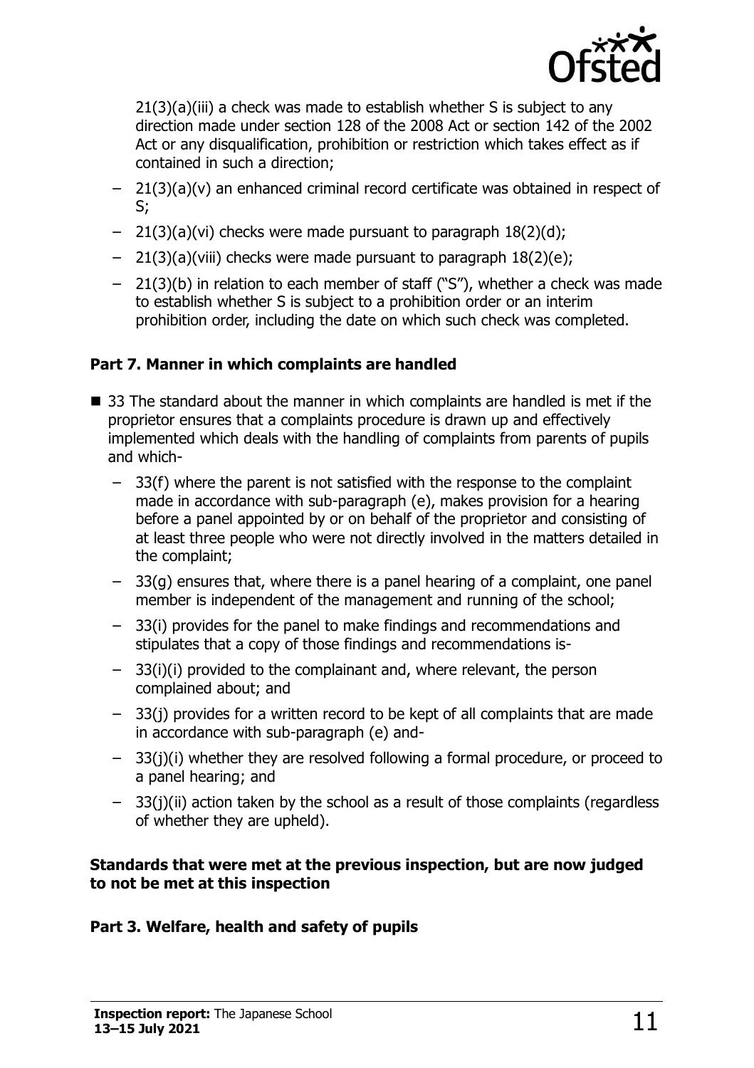21(3)(a)(iii) a check was made to establish whether S is subject to any direction made under section 128 of the 2008 Act or section 142 of the 2002 Act or any disqualification, prohibition or restriction which takes effect as if contained in such a direction;

– 21(3)(a)(v) an enhanced criminal record certificate was obtained in respect of S;
– 21(3)(a)(vi) checks were made pursuant to paragraph 18(2)(d);
– 21(3)(a)(viii) checks were made pursuant to paragraph 18(2)(e);
– 21(3)(b) in relation to each member of staff ("S"), whether a check was made to establish whether S is subject to a prohibition order or an interim prohibition order, including the date on which such check was completed.

**Part 7. Manner in which complaints are handled**

- 33 The standard about the manner in which complaints are handled is met if the proprietor ensures that a complaints procedure is drawn up and effectively implemented which deals with the handling of complaints from parents of pupils and which-
  – 33(f) where the parent is not satisfied with the response to the complaint made in accordance with sub-paragraph (e), makes provision for a hearing before a panel appointed by or on behalf of the proprietor and consisting of at least three people who were not directly involved in the matters detailed in the complaint;
  – 33(g) ensures that, where there is a panel hearing of a complaint, one panel member is independent of the management and running of the school;
  – 33(i) provides for the panel to make findings and recommendations and stipulates that a copy of those findings and recommendations is-
  – 33(i)(i) provided to the complainant and, where relevant, the person complained about; and
  – 33(j) provides for a written record to be kept of all complaints that are made in accordance with sub-paragraph (e) and-
  – 33(j)(i) whether they are resolved following a formal procedure, or proceed to a panel hearing; and
  – 33(j)(ii) action taken by the school as a result of those complaints (regardless of whether they are upheld).

**Standards that were met at the previous inspection, but are now judged to not be met at this inspection**

**Part 3. Welfare, health and safety of pupils**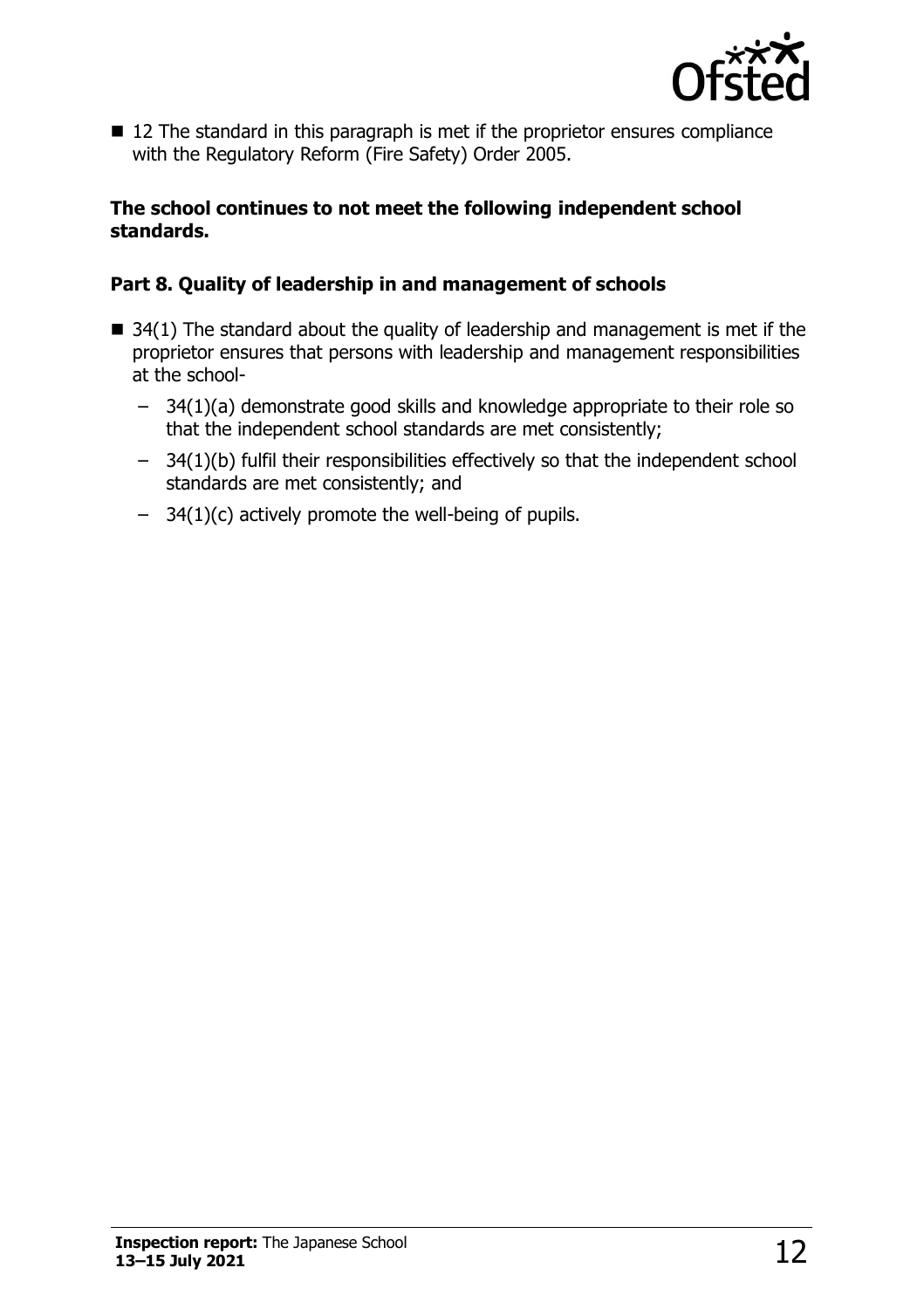- 12 The standard in this paragraph is met if the proprietor ensures compliance with the Regulatory Reform (Fire Safety) Order 2005.

**The school continues to not meet the following independent school standards.**

**Part 8. Quality of leadership in and management of schools**

- 34(1) The standard about the quality of leadership and management is met if the proprietor ensures that persons with leadership and management responsibilities at the school-
  - 34(1)(a) demonstrate good skills and knowledge appropriate to their role so that the independent school standards are met consistently;
  - 34(1)(b) fulfil their responsibilities effectively so that the independent school standards are met consistently; and
  - 34(1)(c) actively promote the well-being of pupils.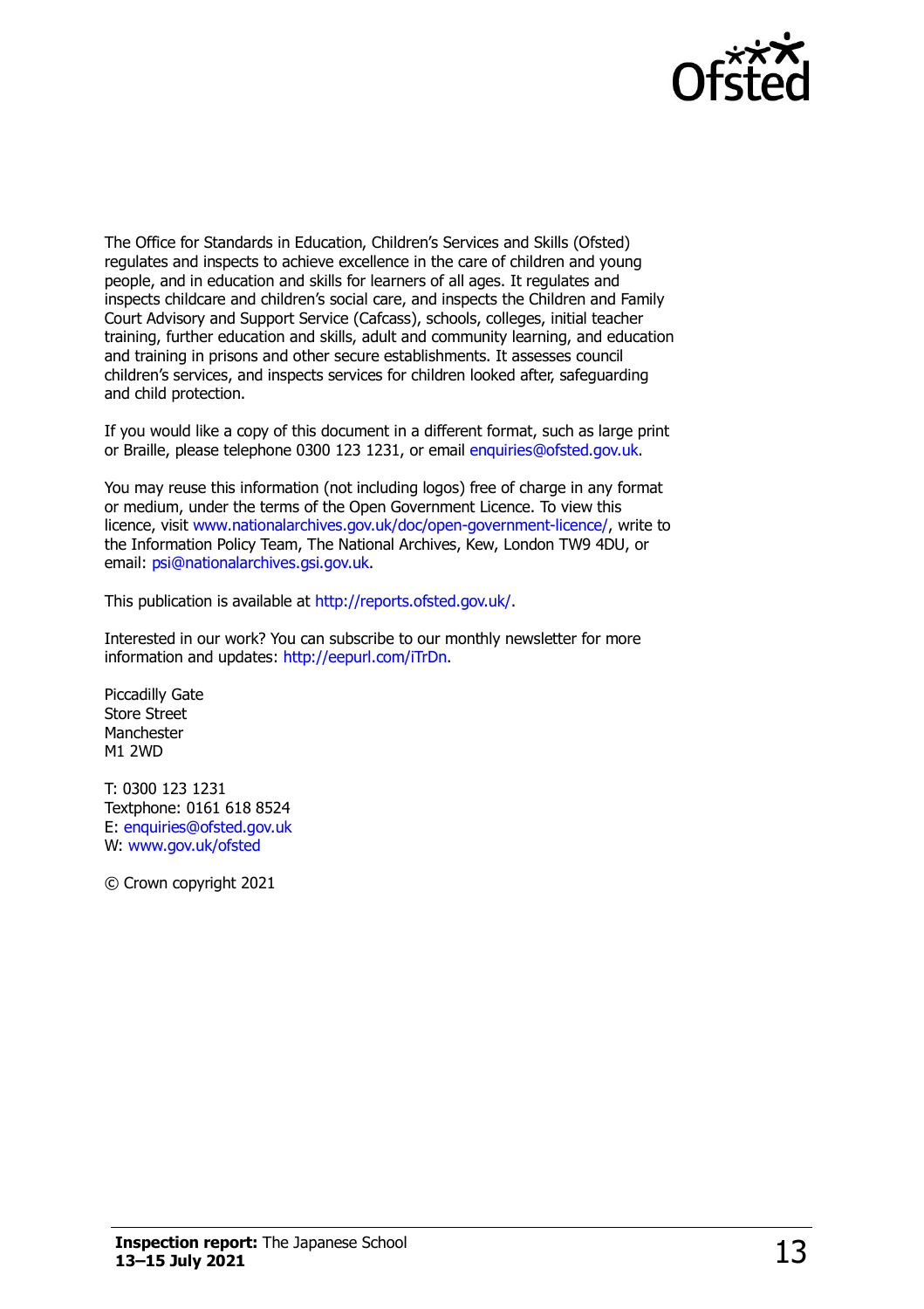The Office for Standards in Education, Children's Services and Skills (Ofsted) regulates and inspects to achieve excellence in the care of children and young people, and in education and skills for learners of all ages. It regulates and inspects childcare and children's social care, and inspects the Children and Family Court Advisory and Support Service (Cafcass), schools, colleges, initial teacher training, further education and skills, adult and community learning, and education and training in prisons and other secure establishments. It assesses council children's services, and inspects services for children looked after, safeguarding and child protection.

If you would like a copy of this document in a different format, such as large print or Braille, please telephone 0300 123 1231, or email enquiries@ofsted.gov.uk.

You may reuse this information (not including logos) free of charge in any format or medium, under the terms of the Open Government Licence. To view this licence, visit www.nationalarchives.gov.uk/doc/open-government-licence/, write to the Information Policy Team, The National Archives, Kew, London TW9 4DU, or email: psi@nationalarchives.gsi.gov.uk.

This publication is available at http://reports.ofsted.gov.uk/.

Interested in our work? You can subscribe to our monthly newsletter for more information and updates: http://eepurl.com/iTrDn.

Piccadilly Gate
Store Street
Manchester
M1 2WD

T: 0300 123 1231
Textphone: 0161 618 8524
E: enquiries@ofsted.gov.uk
W: www.gov.uk/ofsted

© Crown copyright 2021